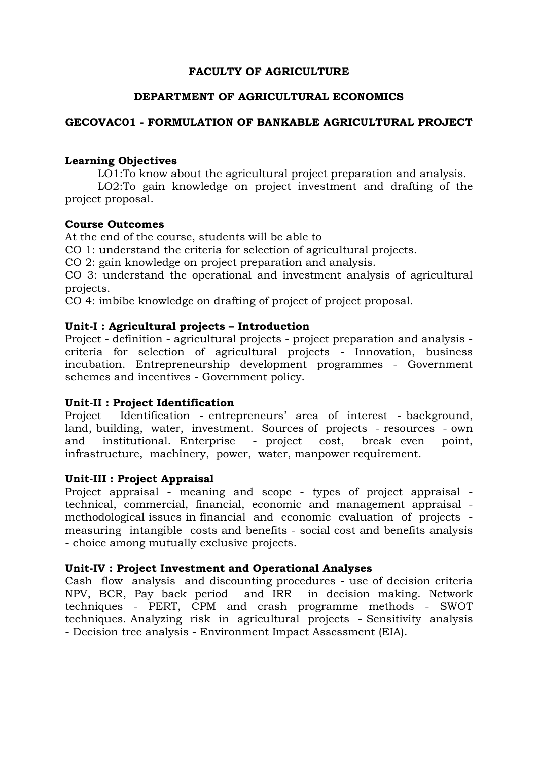# FACULTY OF AGRICULTURE

## DEPARTMENT OF AGRICULTURAL ECONOMICS

## GECOVAC01 - FORMULATION OF BANKABLE AGRICULTURAL PROJECT

**Learning Objectives**

LO1:To know about the agricultural project preparation and analysis.

LO2:To gain knowledge on project investment and drafting of the project proposal.

**Course Outcomes**

At the end of the course, students will be able to

CO 1: understand the criteria for selection of agricultural projects.

CO 2: gain knowledge on project preparation and analysis.

CO 3: understand the operational and investment analysis of agricultural projects.

CO 4: imbibe knowledge on drafting of project of project proposal.

**Unit-I : Agricultural projects – Introduction**

Project - definition - agricultural projects - project preparation and analysis - criteria for selection of agricultural projects - Innovation, business incubation. Entrepreneurship development programmes - Government schemes and incentives - Government policy.

**Unit-II : Project Identification**

Project Identification - entrepreneurs' area of interest - background, land, building, water, investment. Sources of projects - resources - own and institutional. Enterprise - project cost, break even point, infrastructure, machinery, power, water, manpower requirement.

**Unit-III : Project Appraisal**

Project appraisal - meaning and scope - types of project appraisal - technical, commercial, financial, economic and management appraisal - methodological issues in financial and economic evaluation of projects - measuring intangible costs and benefits - social cost and benefits analysis - choice among mutually exclusive projects.

**Unit-IV : Project Investment and Operational Analyses**

Cash flow analysis and discounting procedures - use of decision criteria NPV, BCR, Pay back period and IRR in decision making. Network techniques - PERT, CPM and crash programme methods - SWOT techniques. Analyzing risk in agricultural projects - Sensitivity analysis - Decision tree analysis - Environment Impact Assessment (EIA).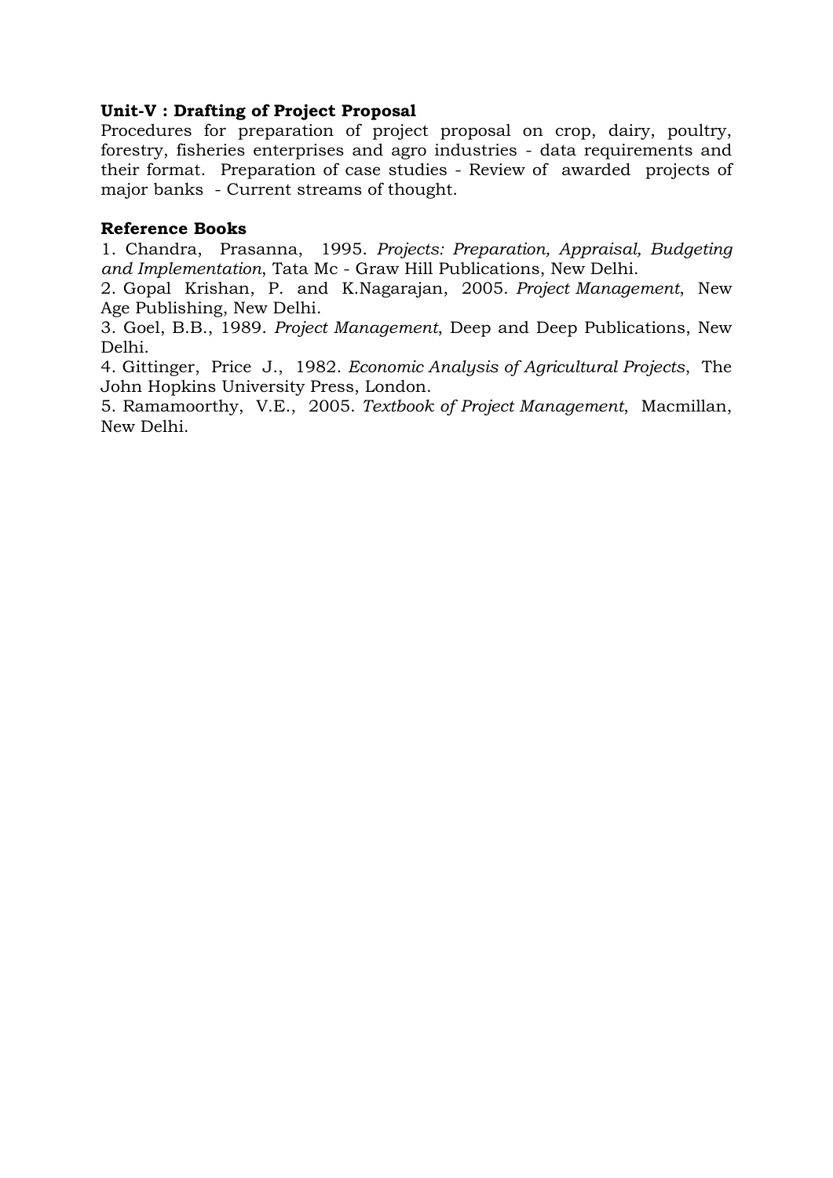**Unit-V : Drafting of Project Proposal**

Procedures for preparation of project proposal on crop, dairy, poultry, forestry, fisheries enterprises and agro industries - data requirements and their format. Preparation of case studies - Review of awarded projects of major banks - Current streams of thought.

**Reference Books**

1. Chandra, Prasanna, 1995. *Projects: Preparation, Appraisal, Budgeting and Implementation*, Tata Mc - Graw Hill Publications, New Delhi.
2. Gopal Krishan, P. and K.Nagarajan, 2005. *Project Management*, New Age Publishing, New Delhi.
3. Goel, B.B., 1989. *Project Management*, Deep and Deep Publications, New Delhi.
4. Gittinger, Price J., 1982. *Economic Analysis of Agricultural Projects*, The John Hopkins University Press, London.
5. Ramamoorthy, V.E., 2005. *Textbook of Project Management*, Macmillan, New Delhi.